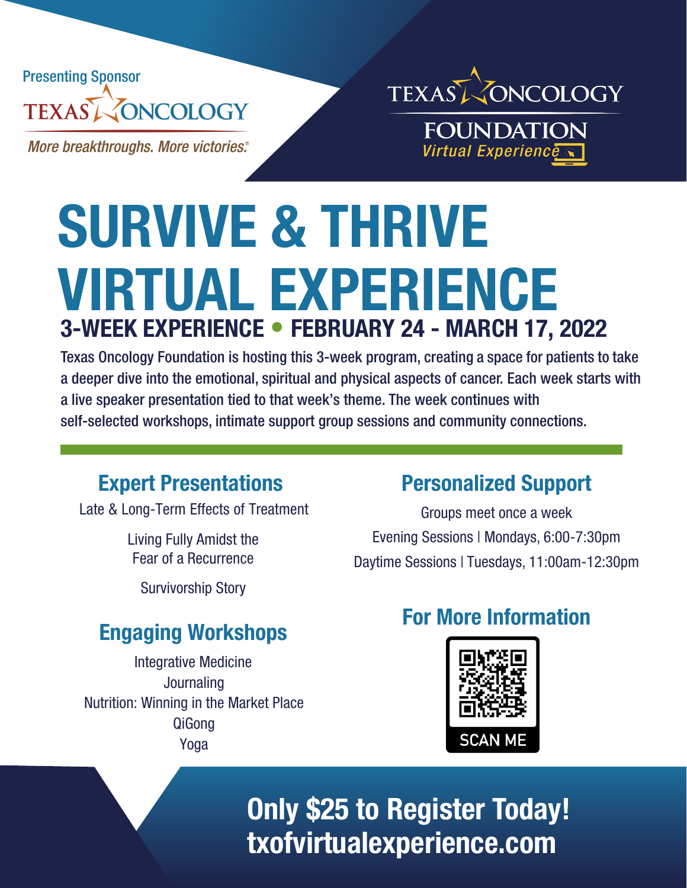Presenting Sponsor

TEXAS ONCOLOGY

*More breakthroughs. More victories.®*

TEXAS ONCOLOGY
FOUNDATION
*Virtual Experience*

# SURVIVE & THRIVE VIRTUAL EXPERIENCE

## 3-WEEK EXPERIENCE • FEBRUARY 24 - MARCH 17, 2022

Texas Oncology Foundation is hosting this 3-week program, creating a space for patients to take a deeper dive into the emotional, spiritual and physical aspects of cancer. Each week starts with a live speaker presentation tied to that week's theme. The week continues with self-selected workshops, intimate support group sessions and community connections.

### Expert Presentations

Late & Long-Term Effects of Treatment

Living Fully Amidst the Fear of a Recurrence

Survivorship Story

### Engaging Workshops

Integrative Medicine
Journaling
Nutrition: Winning in the Market Place
QiGong
Yoga

### Personalized Support

Groups meet once a week

Evening Sessions | Mondays, 6:00-7:30pm

Daytime Sessions | Tuesdays, 11:00am-12:30pm

### For More Information

SCAN ME

## Only $25 to Register Today!
## txofvirtualexperience.com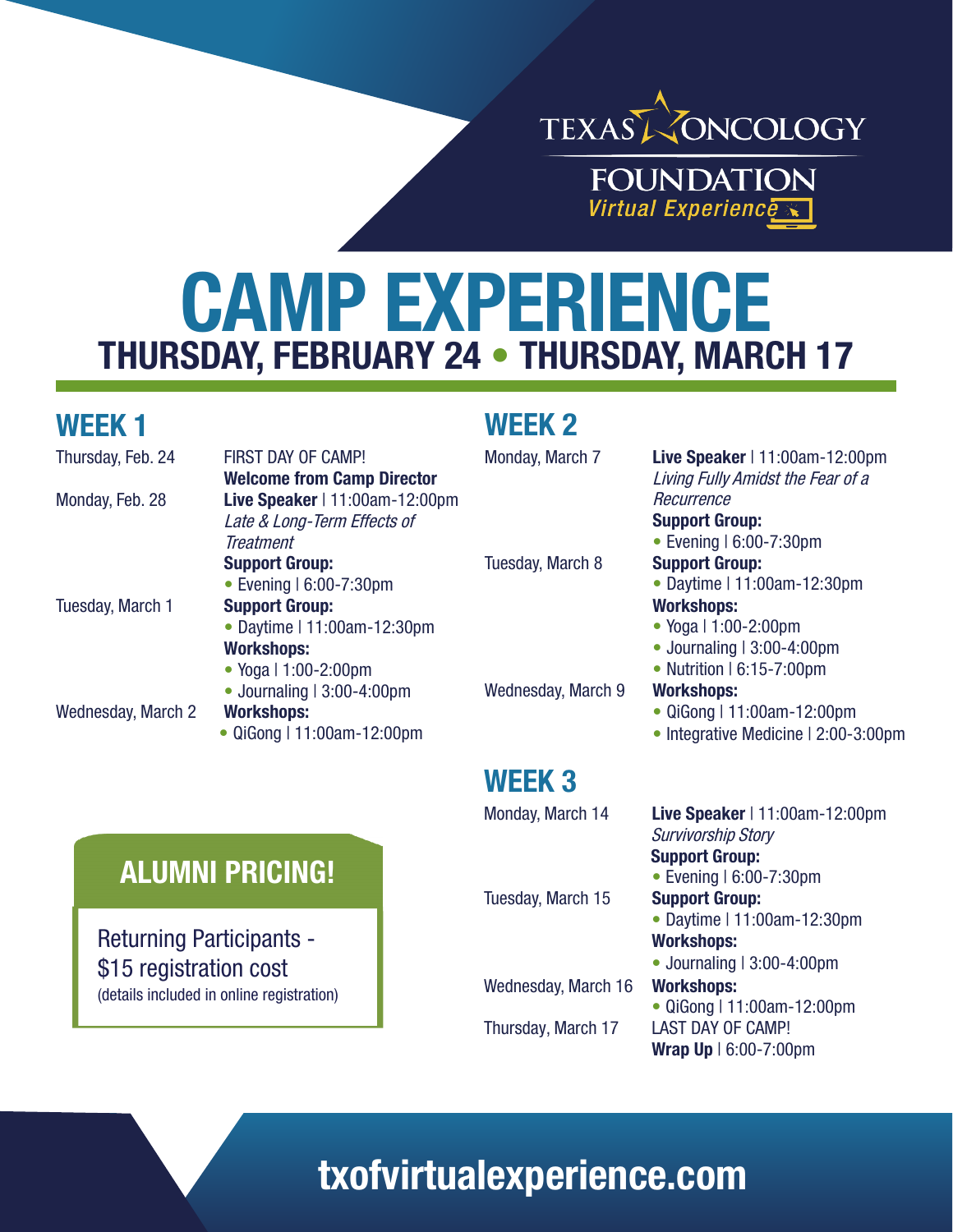TEXAS ONCOLOGY FOUNDATION
*Virtual Experience*

# CAMP EXPERIENCE

## THURSDAY, FEBRUARY 24 • THURSDAY, MARCH 17

## WEEK 1

**Thursday, Feb. 24**
FIRST DAY OF CAMP!
**Welcome from Camp Director**

**Monday, Feb. 28**
**Live Speaker** | 11:00am-12:00pm
*Late & Long-Term Effects of Treatment*
**Support Group:**
- Evening | 6:00-7:30pm

**Tuesday, March 1**
**Support Group:**
- Daytime | 11:00am-12:30pm

**Workshops:**
- Yoga | 1:00-2:00pm
- Journaling | 3:00-4:00pm

**Wednesday, March 2**
**Workshops:**
- QiGong | 11:00am-12:00pm

## WEEK 2

**Monday, March 7**
**Live Speaker** | 11:00am-12:00pm
*Living Fully Amidst the Fear of a Recurrence*
**Support Group:**
- Evening | 6:00-7:30pm

**Tuesday, March 8**
**Support Group:**
- Daytime | 11:00am-12:30pm

**Workshops:**
- Yoga | 1:00-2:00pm
- Journaling | 3:00-4:00pm
- Nutrition | 6:15-7:00pm

**Wednesday, March 9**
**Workshops:**
- QiGong | 11:00am-12:00pm
- Integrative Medicine | 2:00-3:00pm

## WEEK 3

**Monday, March 14**
**Live Speaker** | 11:00am-12:00pm
*Survivorship Story*
**Support Group:**
- Evening | 6:00-7:30pm

**Tuesday, March 15**
**Support Group:**
- Daytime | 11:00am-12:30pm

**Workshops:**
- Journaling | 3:00-4:00pm

**Wednesday, March 16**
**Workshops:**
- QiGong | 11:00am-12:00pm

**Thursday, March 17**
LAST DAY OF CAMP!
**Wrap Up** | 6:00-7:00pm

## ALUMNI PRICING!

Returning Participants - $15 registration cost
(details included in online registration)

**txofvirtualexperience.com**